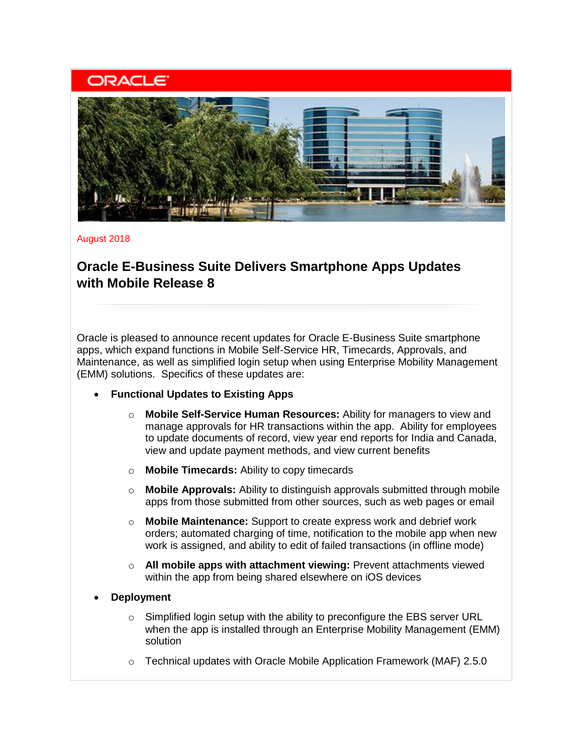ORACLE

August 2018

# Oracle E-Business Suite Delivers Smartphone Apps Updates with Mobile Release 8

Oracle is pleased to announce recent updates for Oracle E-Business Suite smartphone apps, which expand functions in Mobile Self-Service HR, Timecards, Approvals, and Maintenance, as well as simplified login setup when using Enterprise Mobility Management (EMM) solutions. Specifics of these updates are:

- **Functional Updates to Existing Apps**
  - **Mobile Self-Service Human Resources:** Ability for managers to view and manage approvals for HR transactions within the app. Ability for employees to update documents of record, view year end reports for India and Canada, view and update payment methods, and view current benefits
  - **Mobile Timecards:** Ability to copy timecards
  - **Mobile Approvals:** Ability to distinguish approvals submitted through mobile apps from those submitted from other sources, such as web pages or email
  - **Mobile Maintenance:** Support to create express work and debrief work orders; automated charging of time, notification to the mobile app when new work is assigned, and ability to edit of failed transactions (in offline mode)
  - **All mobile apps with attachment viewing:** Prevent attachments viewed within the app from being shared elsewhere on iOS devices
- **Deployment**
  - Simplified login setup with the ability to preconfigure the EBS server URL when the app is installed through an Enterprise Mobility Management (EMM) solution
  - Technical updates with Oracle Mobile Application Framework (MAF) 2.5.0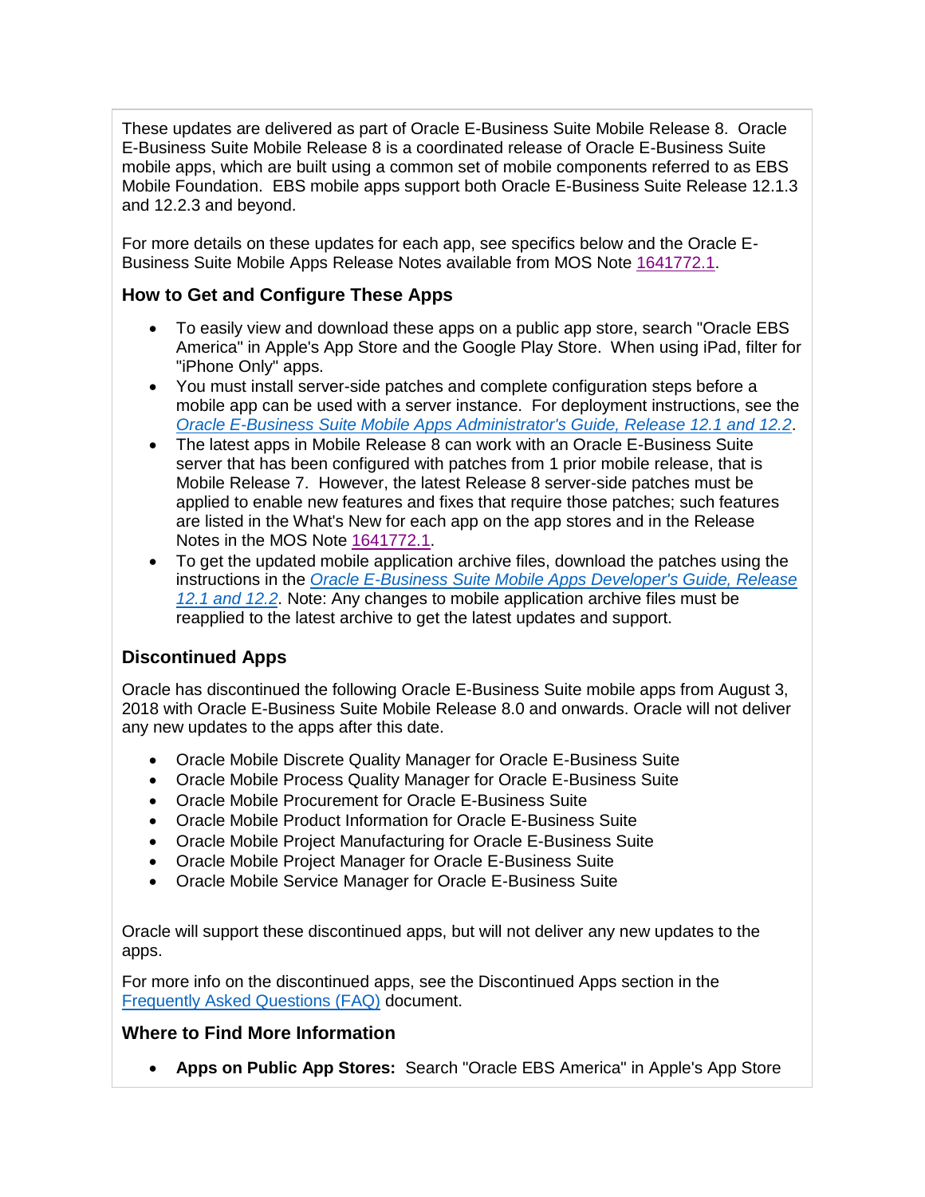These updates are delivered as part of Oracle E-Business Suite Mobile Release 8. Oracle E-Business Suite Mobile Release 8 is a coordinated release of Oracle E-Business Suite mobile apps, which are built using a common set of mobile components referred to as EBS Mobile Foundation. EBS mobile apps support both Oracle E-Business Suite Release 12.1.3 and 12.2.3 and beyond.

For more details on these updates for each app, see specifics below and the Oracle E-Business Suite Mobile Apps Release Notes available from MOS Note 1641772.1.

### How to Get and Configure These Apps

- To easily view and download these apps on a public app store, search "Oracle EBS America" in Apple's App Store and the Google Play Store. When using iPad, filter for "iPhone Only" apps.
- You must install server-side patches and complete configuration steps before a mobile app can be used with a server instance. For deployment instructions, see the *Oracle E-Business Suite Mobile Apps Administrator's Guide, Release 12.1 and 12.2*.
- The latest apps in Mobile Release 8 can work with an Oracle E-Business Suite server that has been configured with patches from 1 prior mobile release, that is Mobile Release 7. However, the latest Release 8 server-side patches must be applied to enable new features and fixes that require those patches; such features are listed in the What's New for each app on the app stores and in the Release Notes in the MOS Note 1641772.1.
- To get the updated mobile application archive files, download the patches using the instructions in the *Oracle E-Business Suite Mobile Apps Developer's Guide, Release 12.1 and 12.2*. Note: Any changes to mobile application archive files must be reapplied to the latest archive to get the latest updates and support.

### Discontinued Apps

Oracle has discontinued the following Oracle E-Business Suite mobile apps from August 3, 2018 with Oracle E-Business Suite Mobile Release 8.0 and onwards. Oracle will not deliver any new updates to the apps after this date.

- Oracle Mobile Discrete Quality Manager for Oracle E-Business Suite
- Oracle Mobile Process Quality Manager for Oracle E-Business Suite
- Oracle Mobile Procurement for Oracle E-Business Suite
- Oracle Mobile Product Information for Oracle E-Business Suite
- Oracle Mobile Project Manufacturing for Oracle E-Business Suite
- Oracle Mobile Project Manager for Oracle E-Business Suite
- Oracle Mobile Service Manager for Oracle E-Business Suite

Oracle will support these discontinued apps, but will not deliver any new updates to the apps.

For more info on the discontinued apps, see the Discontinued Apps section in the Frequently Asked Questions (FAQ) document.

### Where to Find More Information

- **Apps on Public App Stores:** Search "Oracle EBS America" in Apple's App Store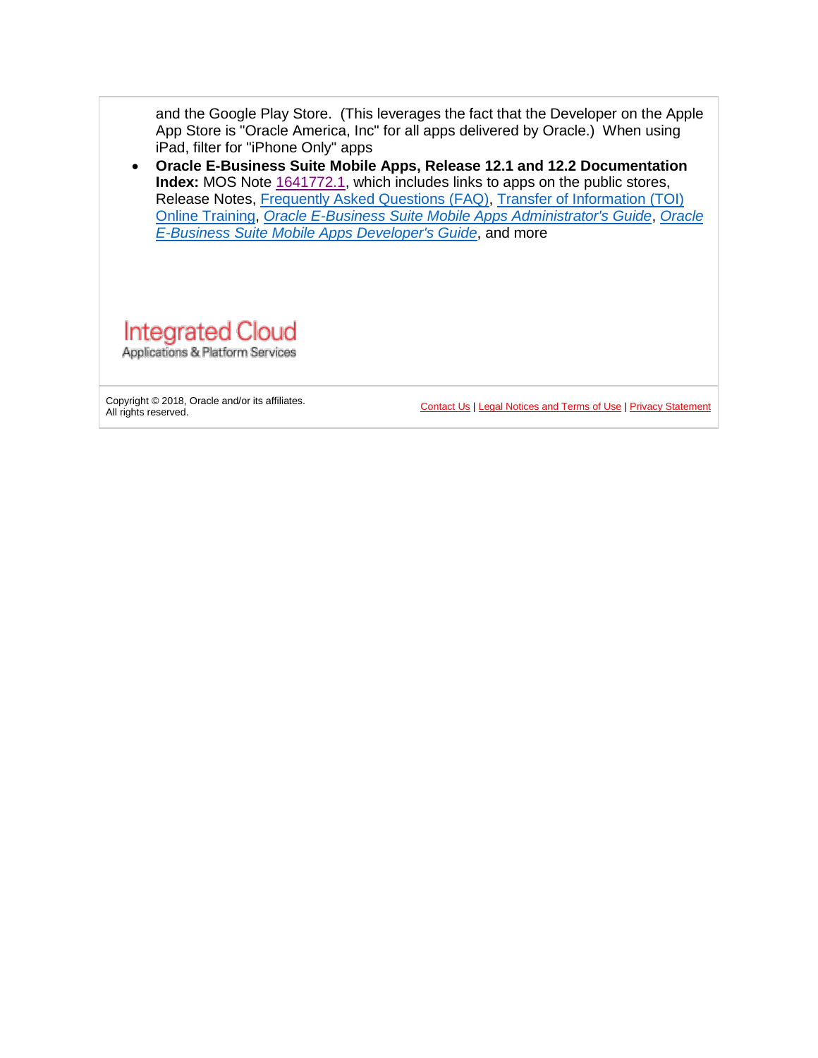and the Google Play Store. (This leverages the fact that the Developer on the Apple App Store is "Oracle America, Inc" for all apps delivered by Oracle.) When using iPad, filter for "iPhone Only" apps

- **Oracle E-Business Suite Mobile Apps, Release 12.1 and 12.2 Documentation Index:** MOS Note 1641772.1, which includes links to apps on the public stores, Release Notes, Frequently Asked Questions (FAQ), Transfer of Information (TOI) Online Training, *Oracle E-Business Suite Mobile Apps Administrator's Guide*, *Oracle E-Business Suite Mobile Apps Developer's Guide*, and more

Integrated Cloud
Applications & Platform Services

Copyright © 2018, Oracle and/or its affiliates.
All rights reserved.

Contact Us | Legal Notices and Terms of Use | Privacy Statement